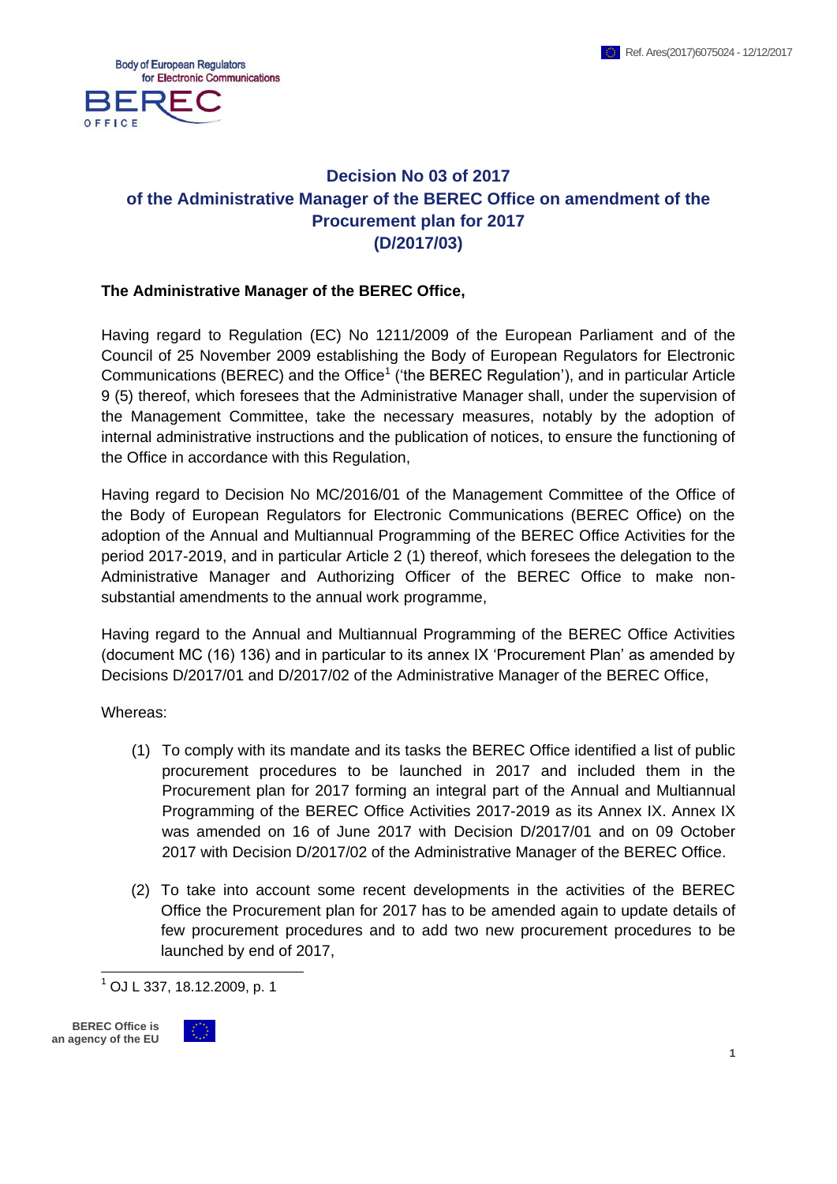# Decision No 03 of 2017 of the Administrative Manager of the BEREC Office on amendment of the Procurement plan for 2017 (D/2017/03)

**The Administrative Manager of the BEREC Office,**

Having regard to Regulation (EC) No 1211/2009 of the European Parliament and of the Council of 25 November 2009 establishing the Body of European Regulators for Electronic Communications (BEREC) and the Office[1] ('the BEREC Regulation'), and in particular Article 9 (5) thereof, which foresees that the Administrative Manager shall, under the supervision of the Management Committee, take the necessary measures, notably by the adoption of internal administrative instructions and the publication of notices, to ensure the functioning of the Office in accordance with this Regulation,

Having regard to Decision No MC/2016/01 of the Management Committee of the Office of the Body of European Regulators for Electronic Communications (BEREC Office) on the adoption of the Annual and Multiannual Programming of the BEREC Office Activities for the period 2017-2019, and in particular Article 2 (1) thereof, which foresees the delegation to the Administrative Manager and Authorizing Officer of the BEREC Office to make non-substantial amendments to the annual work programme,

Having regard to the Annual and Multiannual Programming of the BEREC Office Activities (document MC (16) 136) and in particular to its annex IX 'Procurement Plan' as amended by Decisions D/2017/01 and D/2017/02 of the Administrative Manager of the BEREC Office,

Whereas:

(1) To comply with its mandate and its tasks the BEREC Office identified a list of public procurement procedures to be launched in 2017 and included them in the Procurement plan for 2017 forming an integral part of the Annual and Multiannual Programming of the BEREC Office Activities 2017-2019 as its Annex IX. Annex IX was amended on 16 of June 2017 with Decision D/2017/01 and on 09 October 2017 with Decision D/2017/02 of the Administrative Manager of the BEREC Office.

(2) To take into account some recent developments in the activities of the BEREC Office the Procurement plan for 2017 has to be amended again to update details of few procurement procedures and to add two new procurement procedures to be launched by end of 2017,

[1] OJ L 337, 18.12.2009, p. 1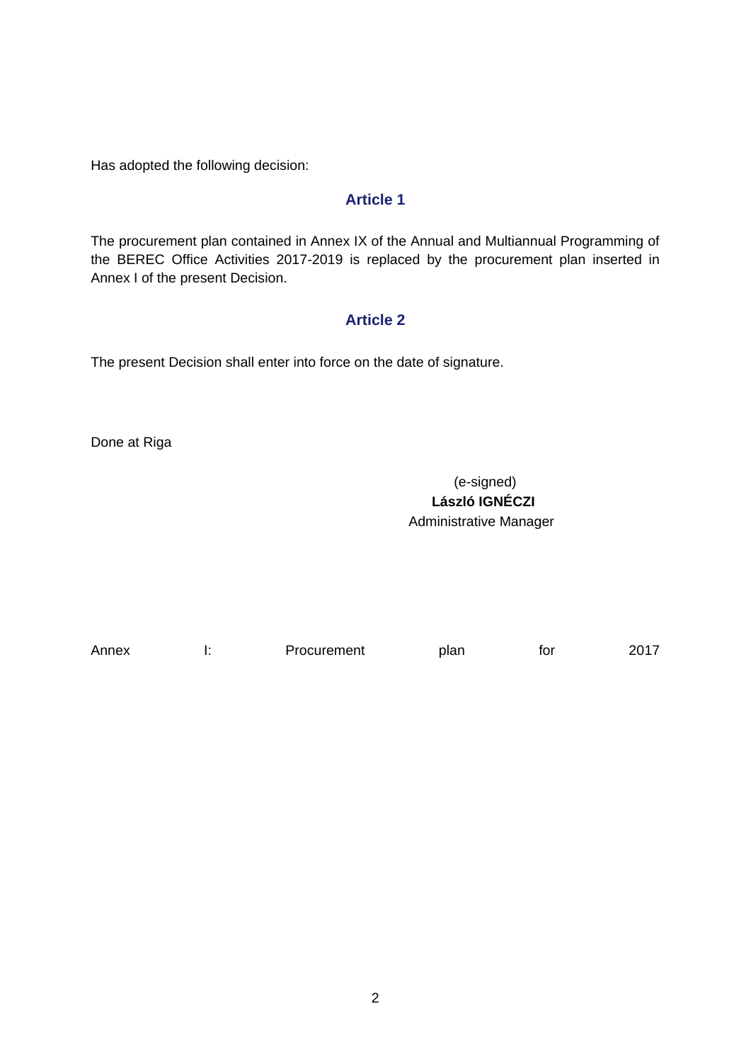Has adopted the following decision:

## Article 1

The procurement plan contained in Annex IX of the Annual and Multiannual Programming of the BEREC Office Activities 2017-2019 is replaced by the procurement plan inserted in Annex I of the present Decision.

## Article 2

The present Decision shall enter into force on the date of signature.

Done at Riga

(e-signed)
**László IGNÉCZI**
Administrative Manager

Annex I: Procurement plan for 2017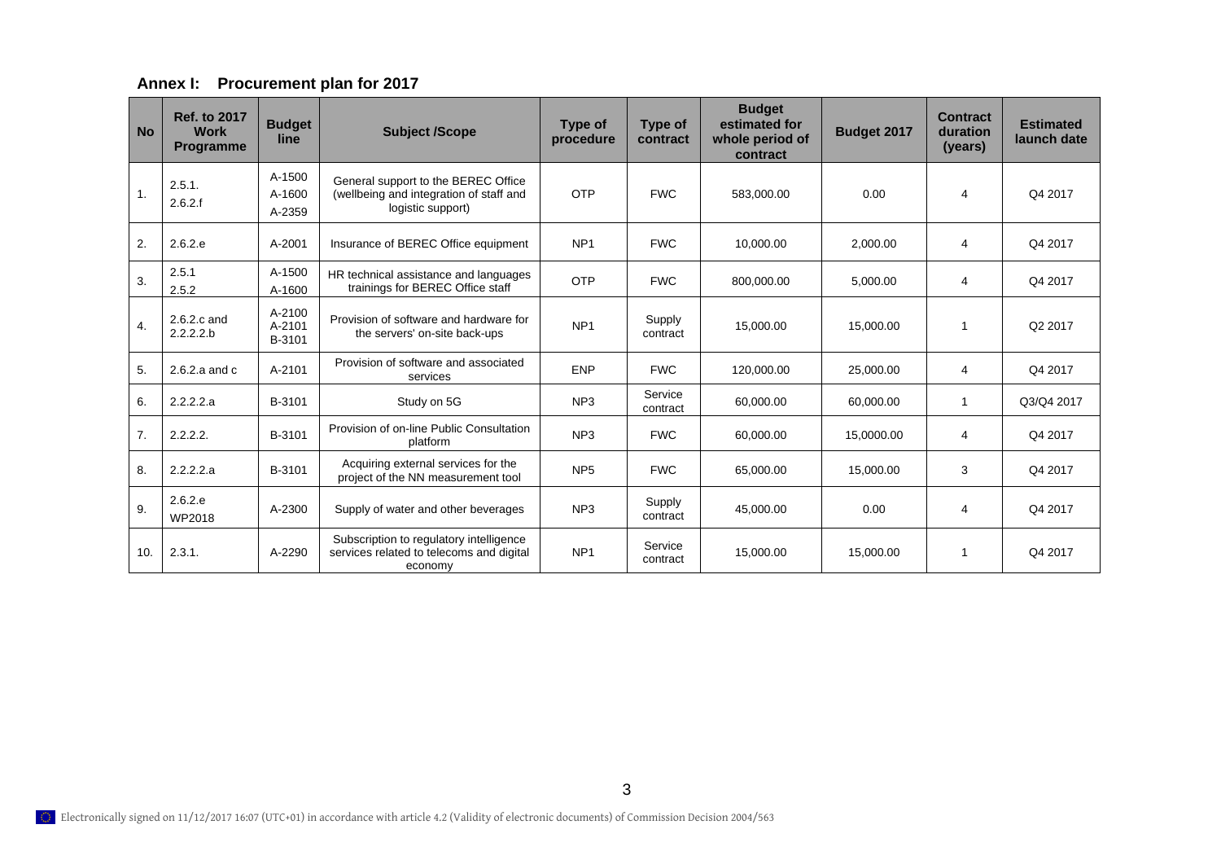## Annex I: Procurement plan for 2017

| No | Ref. to 2017 Work Programme | Budget line | Subject /Scope | Type of procedure | Type of contract | Budget estimated for whole period of contract | Budget 2017 | Contract duration (years) | Estimated launch date |
|---|---|---|---|---|---|---|---|---|---|
| 1. | 2.5.1. 2.6.2.f | A-1500 A-1600 A-2359 | General support to the BEREC Office (wellbeing and integration of staff and logistic support) | OTP | FWC | 583,000.00 | 0.00 | 4 | Q4 2017 |
| 2. | 2.6.2.e | A-2001 | Insurance of BEREC Office equipment | NP1 | FWC | 10,000.00 | 2,000.00 | 4 | Q4 2017 |
| 3. | 2.5.1 2.5.2 | A-1500 A-1600 | HR technical assistance and languages trainings for BEREC Office staff | OTP | FWC | 800,000.00 | 5,000.00 | 4 | Q4 2017 |
| 4. | 2.6.2.c and 2.2.2.2.b | A-2100 A-2101 B-3101 | Provision of software and hardware for the servers' on-site back-ups | NP1 | Supply contract | 15,000.00 | 15,000.00 | 1 | Q2 2017 |
| 5. | 2.6.2.a and c | A-2101 | Provision of software and associated services | ENP | FWC | 120,000.00 | 25,000.00 | 4 | Q4 2017 |
| 6. | 2.2.2.2.a | B-3101 | Study on 5G | NP3 | Service contract | 60,000.00 | 60,000.00 | 1 | Q3/Q4 2017 |
| 7. | 2.2.2.2. | B-3101 | Provision of on-line Public Consultation platform | NP3 | FWC | 60,000.00 | 15,0000.00 | 4 | Q4 2017 |
| 8. | 2.2.2.2.a | B-3101 | Acquiring external services for the project of the NN measurement tool | NP5 | FWC | 65,000.00 | 15,000.00 | 3 | Q4 2017 |
| 9. | 2.6.2.e WP2018 | A-2300 | Supply of water and other beverages | NP3 | Supply contract | 45,000.00 | 0.00 | 4 | Q4 2017 |
| 10. | 2.3.1. | A-2290 | Subscription to regulatory intelligence services related to telecoms and digital economy | NP1 | Service contract | 15,000.00 | 15,000.00 | 1 | Q4 2017 |

Electronically signed on 11/12/2017 16:07 (UTC+01) in accordance with article 4.2 (Validity of electronic documents) of Commission Decision 2004/563